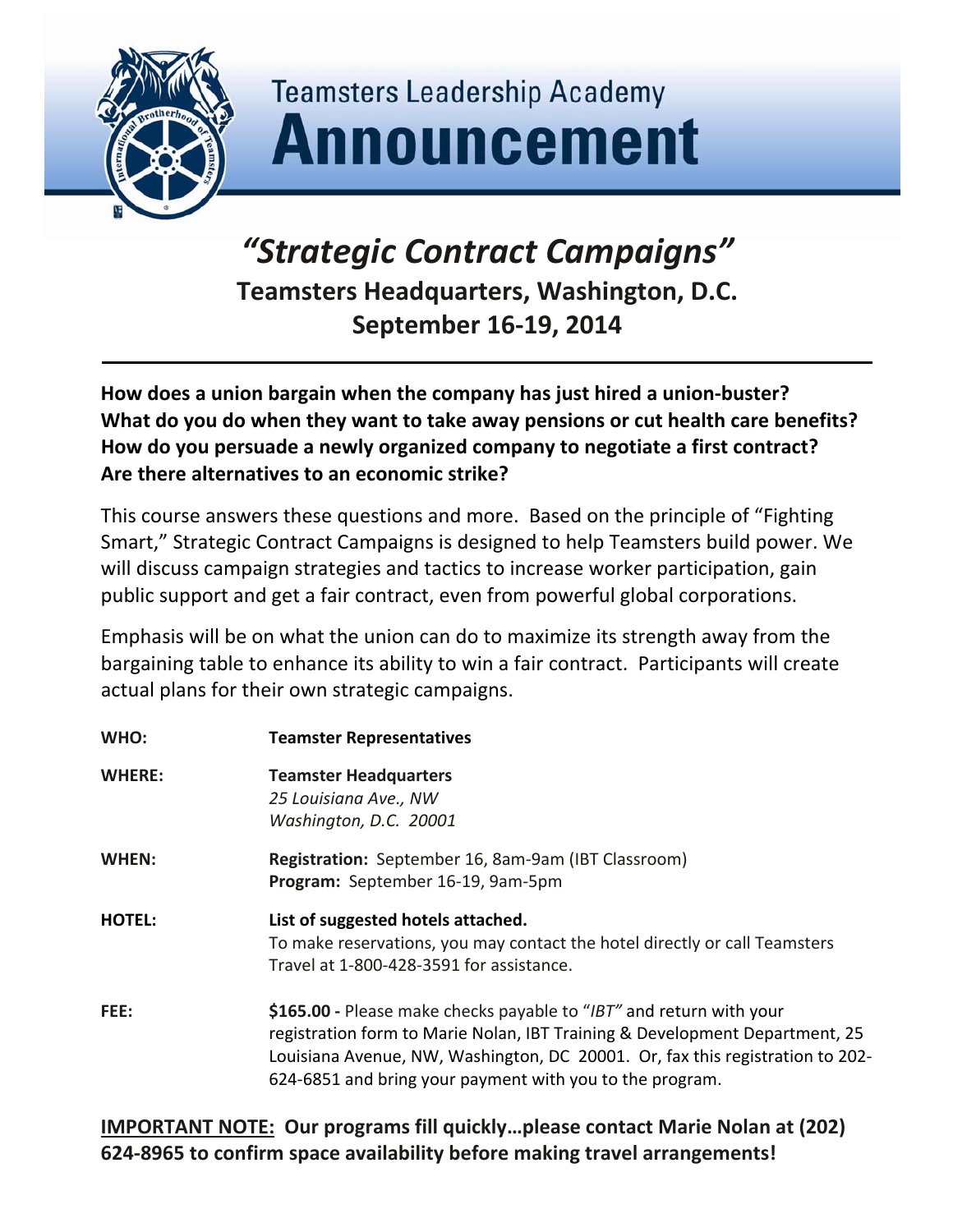# Teamsters Leadership Academy Announcement

## *"Strategic Contract Campaigns"*

### Teamsters Headquarters, Washington, D.C.
### September 16-19, 2014

---

**How does a union bargain when the company has just hired a union-buster?**
**What do you do when they want to take away pensions or cut health care benefits?**
**How do you persuade a newly organized company to negotiate a first contract?**
**Are there alternatives to an economic strike?**

This course answers these questions and more. Based on the principle of "Fighting Smart," Strategic Contract Campaigns is designed to help Teamsters build power. We will discuss campaign strategies and tactics to increase worker participation, gain public support and get a fair contract, even from powerful global corporations.

Emphasis will be on what the union can do to maximize its strength away from the bargaining table to enhance its ability to win a fair contract. Participants will create actual plans for their own strategic campaigns.

**WHO:** **Teamster Representatives**

**WHERE:** **Teamster Headquarters**
*25 Louisiana Ave., NW*
*Washington, D.C. 20001*

**WHEN:** **Registration:** September 16, 8am-9am (IBT Classroom)
**Program:** September 16-19, 9am-5pm

**HOTEL:** **List of suggested hotels attached.**
To make reservations, you may contact the hotel directly or call Teamsters Travel at 1-800-428-3591 for assistance.

**FEE:** **$165.00 -** Please make checks payable to "*IBT"* and return with your registration form to Marie Nolan, IBT Training & Development Department, 25 Louisiana Avenue, NW, Washington, DC 20001. Or, fax this registration to 202-624-6851 and bring your payment with you to the program.

**<u>IMPORTANT NOTE:</u> Our programs fill quickly…please contact Marie Nolan at (202) 624-8965 to confirm space availability before making travel arrangements!**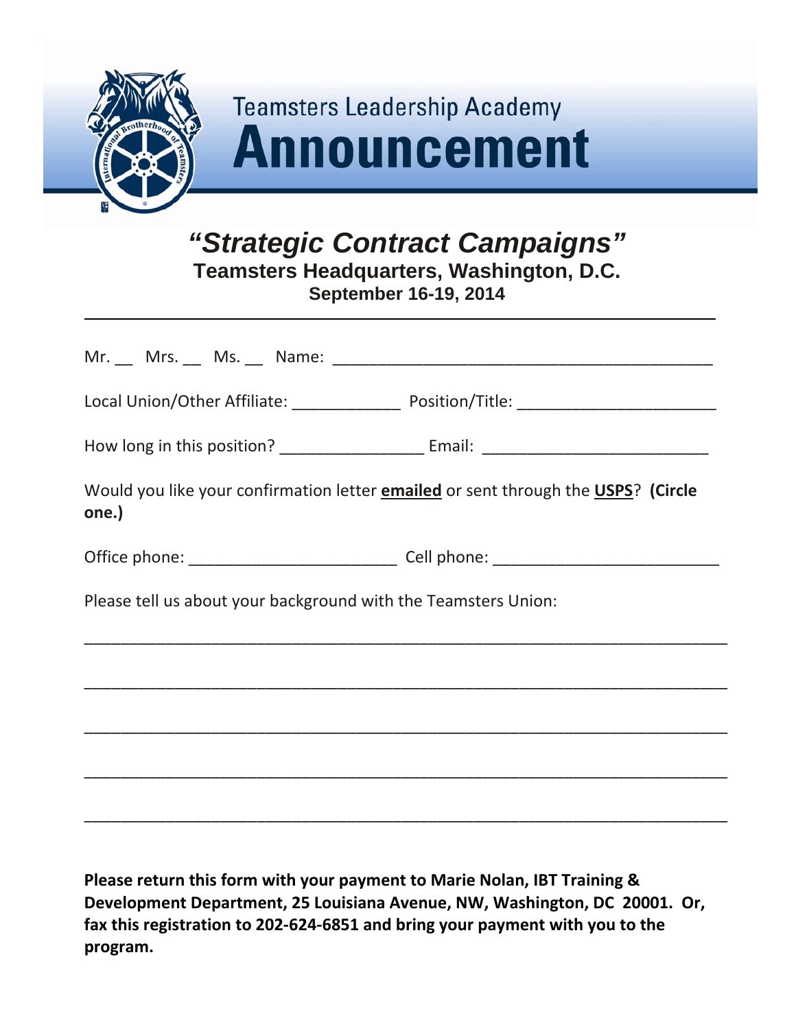Teamsters Leadership Academy

# Announcement

## *"Strategic Contract Campaigns"*

### Teamsters Headquarters, Washington, D.C.

**September 16-19, 2014**

---

Mr. __ Mrs. __ Ms. __ Name: ________________________________________

Local Union/Other Affiliate: ____________ Position/Title: ______________________

How long in this position? ________________ Email: _________________________

Would you like your confirmation letter **emailed** or sent through the **USPS**? **(Circle one.)**

Office phone: _______________________ Cell phone: _________________________

Please tell us about your background with the Teamsters Union:

_________________________________________________________________________

_________________________________________________________________________

_________________________________________________________________________

_________________________________________________________________________

_________________________________________________________________________

**Please return this form with your payment to Marie Nolan, IBT Training & Development Department, 25 Louisiana Avenue, NW, Washington, DC 20001. Or, fax this registration to 202-624-6851 and bring your payment with you to the program.**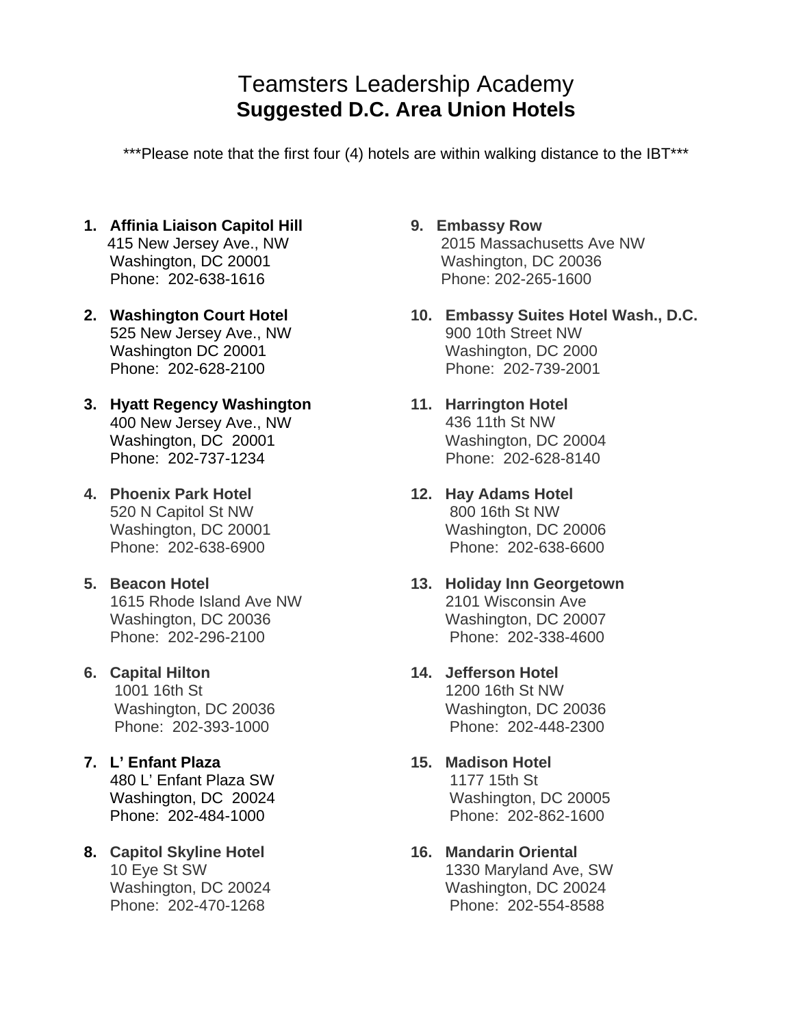# Teamsters Leadership Academy

## Suggested D.C. Area Union Hotels

***Please note that the first four (4) hotels are within walking distance to the IBT***

1. **Affinia Liaison Capitol Hill**
   415 New Jersey Ave., NW
   Washington, DC 20001
   Phone: 202-638-1616

2. **Washington Court Hotel**
   525 New Jersey Ave., NW
   Washington DC 20001
   Phone: 202-628-2100

3. **Hyatt Regency Washington**
   400 New Jersey Ave., NW
   Washington, DC 20001
   Phone: 202-737-1234

4. **Phoenix Park Hotel**
   520 N Capitol St NW
   Washington, DC 20001
   Phone: 202-638-6900

5. **Beacon Hotel**
   1615 Rhode Island Ave NW
   Washington, DC 20036
   Phone: 202-296-2100

6. **Capital Hilton**
   1001 16th St
   Washington, DC 20036
   Phone: 202-393-1000

7. **L' Enfant Plaza**
   480 L' Enfant Plaza SW
   Washington, DC 20024
   Phone: 202-484-1000

8. **Capitol Skyline Hotel**
   10 Eye St SW
   Washington, DC 20024
   Phone: 202-470-1268

9. **Embassy Row**
   2015 Massachusetts Ave NW
   Washington, DC 20036
   Phone: 202-265-1600

10. **Embassy Suites Hotel Wash., D.C.**
    900 10th Street NW
    Washington, DC 2000
    Phone: 202-739-2001

11. **Harrington Hotel**
    436 11th St NW
    Washington, DC 20004
    Phone: 202-628-8140

12. **Hay Adams Hotel**
    800 16th St NW
    Washington, DC 20006
    Phone: 202-638-6600

13. **Holiday Inn Georgetown**
    2101 Wisconsin Ave
    Washington, DC 20007
    Phone: 202-338-4600

14. **Jefferson Hotel**
    1200 16th St NW
    Washington, DC 20036
    Phone: 202-448-2300

15. **Madison Hotel**
    1177 15th St
    Washington, DC 20005
    Phone: 202-862-1600

16. **Mandarin Oriental**
    1330 Maryland Ave, SW
    Washington, DC 20024
    Phone: 202-554-8588